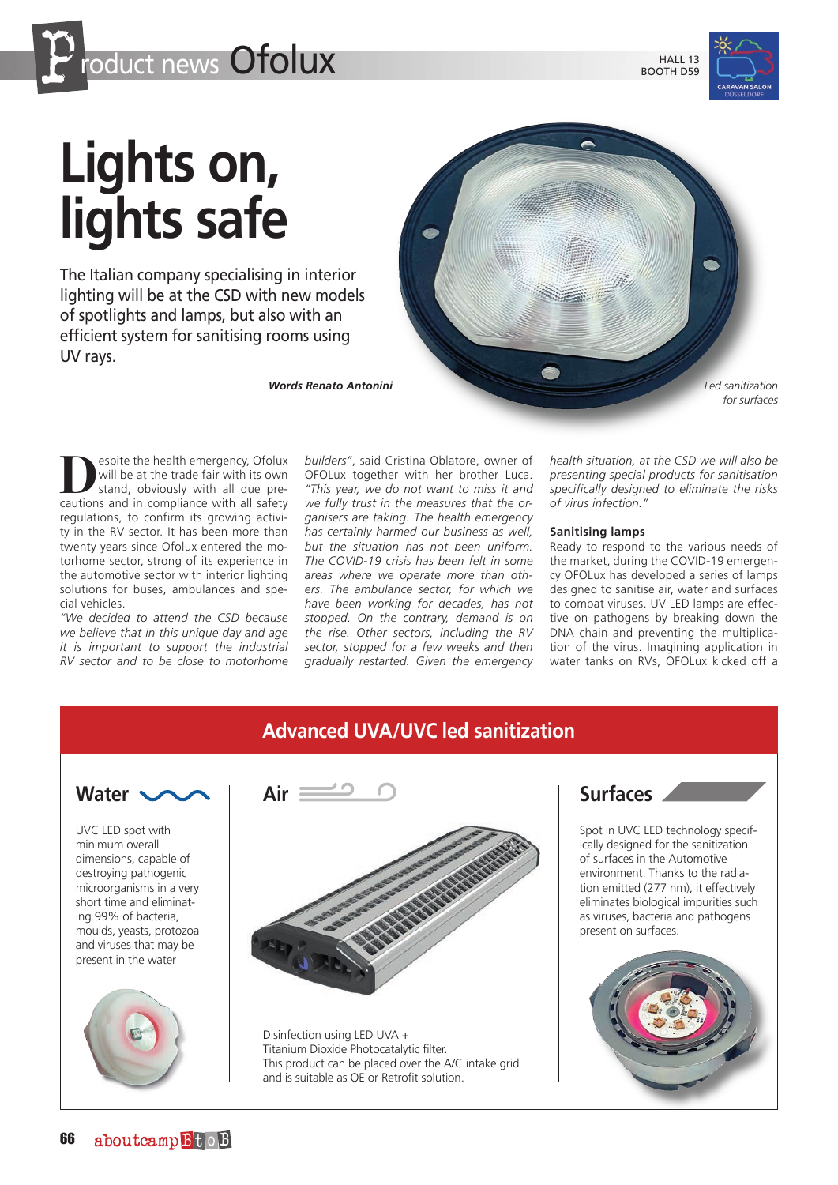# Product news Ofolux

HALL 13
BOOTH D59

# Lights on, lights safe

The Italian company specialising in interior lighting will be at the CSD with new models of spotlights and lamps, but also with an efficient system for sanitising rooms using UV rays.

***Words Renato Antonini***

*Led sanitization for surfaces*

Despite the health emergency, Ofolux will be at the trade fair with its own stand, obviously with all due precautions and in compliance with all safety regulations, to confirm its growing activity in the RV sector. It has been more than twenty years since Ofolux entered the motorhome sector, strong of its experience in the automotive sector with interior lighting solutions for buses, ambulances and special vehicles.

*"We decided to attend the CSD because we believe that in this unique day and age it is important to support the industrial RV sector and to be close to motorhome builders"*, said Cristina Oblatore, owner of OFOLux together with her brother Luca. *"This year, we do not want to miss it and we fully trust in the measures that the organisers are taking. The health emergency has certainly harmed our business as well, but the situation has not been uniform. The COVID-19 crisis has been felt in some areas where we operate more than others. The ambulance sector, for which we have been working for decades, has not stopped. On the contrary, demand is on the rise. Other sectors, including the RV sector, stopped for a few weeks and then gradually restarted. Given the emergency health situation, at the CSD we will also be presenting special products for sanitisation specifically designed to eliminate the risks of virus infection."*

### Sanitising lamps

Ready to respond to the various needs of the market, during the COVID-19 emergency OFOLux has developed a series of lamps designed to sanitise air, water and surfaces to combat viruses. UV LED lamps are effective on pathogens by breaking down the DNA chain and preventing the multiplication of the virus. Imagining application in water tanks on RVs, OFOLux kicked off a

## Advanced UVA/UVC led sanitization

### Water

UVC LED spot with minimum overall dimensions, capable of destroying pathogenic microorganisms in a very short time and eliminating 99% of bacteria, moulds, yeasts, protozoa and viruses that may be present in the water

### Air

Disinfection using LED UVA + Titanium Dioxide Photocatalytic filter.
This product can be placed over the A/C intake grid and is suitable as OE or Retrofit solution.

### Surfaces

Spot in UVC LED technology specifically designed for the sanitization of surfaces in the Automotive environment. Thanks to the radiation emitted (277 nm), it effectively eliminates biological impurities such as viruses, bacteria and pathogens present on surfaces.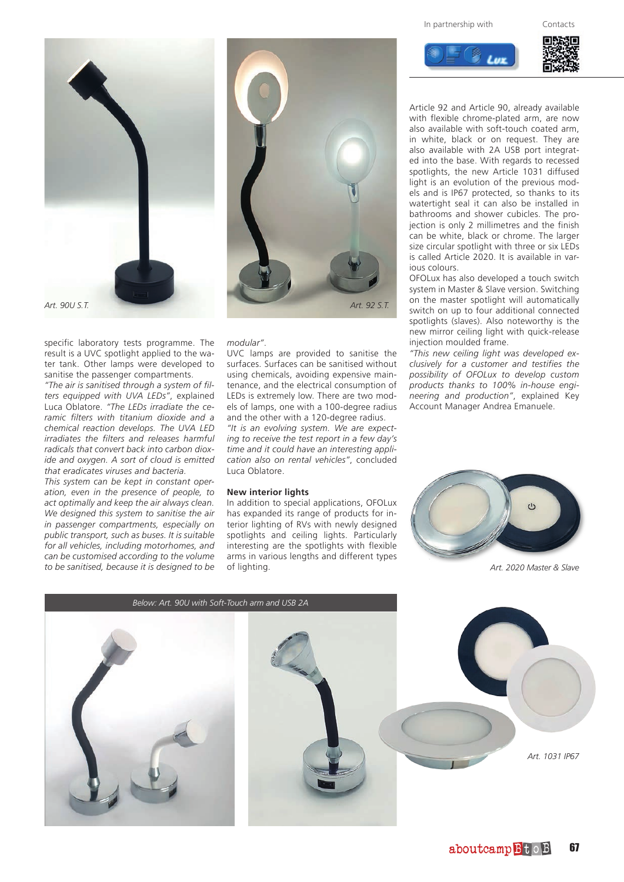In partnership with

Contacts

Art. 90U S.T.

Art. 92 S.T.

specific laboratory tests programme. The result is a UVC spotlight applied to the water tank. Other lamps were developed to sanitise the passenger compartments.

*"The air is sanitised through a system of filters equipped with UVA LEDs"*, explained Luca Oblatore. *"The LEDs irradiate the ceramic filters with titanium dioxide and a chemical reaction develops. The UVA LED irradiates the filters and releases harmful radicals that convert back into carbon dioxide and oxygen. A sort of cloud is emitted that eradicates viruses and bacteria.*

*This system can be kept in constant operation, even in the presence of people, to act optimally and keep the air always clean. We designed this system to sanitise the air in passenger compartments, especially on public transport, such as buses. It is suitable for all vehicles, including motorhomes, and can be customised according to the volume to be sanitised, because it is designed to be modular"*.

UVC lamps are provided to sanitise the surfaces. Surfaces can be sanitised without using chemicals, avoiding expensive maintenance, and the electrical consumption of LEDs is extremely low. There are two models of lamps, one with a 100-degree radius and the other with a 120-degree radius.

*"It is an evolving system. We are expecting to receive the test report in a few day's time and it could have an interesting application also on rental vehicles"*, concluded Luca Oblatore.

### New interior lights

In addition to special applications, OFOLux has expanded its range of products for interior lighting of RVs with newly designed spotlights and ceiling lights. Particularly interesting are the spotlights with flexible arms in various lengths and different types of lighting.

Article 92 and Article 90, already available with flexible chrome-plated arm, are now also available with soft-touch coated arm, in white, black or on request. They are also available with 2A USB port integrated into the base. With regards to recessed spotlights, the new Article 1031 diffused light is an evolution of the previous models and is IP67 protected, so thanks to its watertight seal it can also be installed in bathrooms and shower cubicles. The projection is only 2 millimetres and the finish can be white, black or chrome. The larger size circular spotlight with three or six LEDs is called Article 2020. It is available in various colours.

OFOLux has also developed a touch switch system in Master & Slave version. Switching on the master spotlight will automatically switch on up to four additional connected spotlights (slaves). Also noteworthy is the new mirror ceiling light with quick-release injection moulded frame.

*"This new ceiling light was developed exclusively for a customer and testifies the possibility of OFOLux to develop custom products thanks to 100% in-house engineering and production"*, explained Key Account Manager Andrea Emanuele.

Art. 2020 Master & Slave

Below: Art. 90U with Soft-Touch arm and USB 2A

Art. 1031 IP67